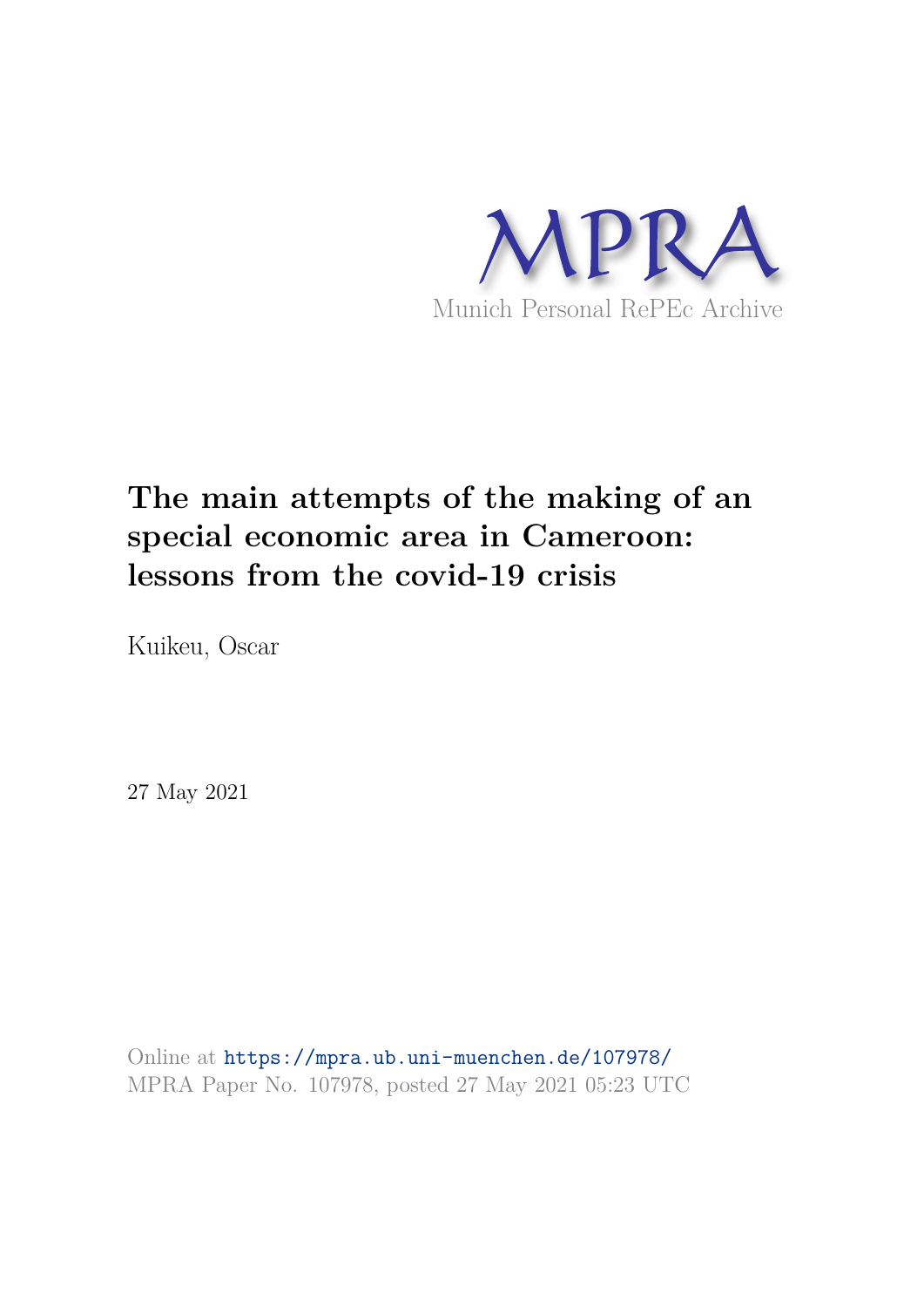MPRA

Munich Personal RePEc Archive

# The main attempts of the making of an special economic area in Cameroon: lessons from the covid-19 crisis

Kuikeu, Oscar

27 May 2021

Online at https://mpra.ub.uni-muenchen.de/107978/
MPRA Paper No. 107978, posted 27 May 2021 05:23 UTC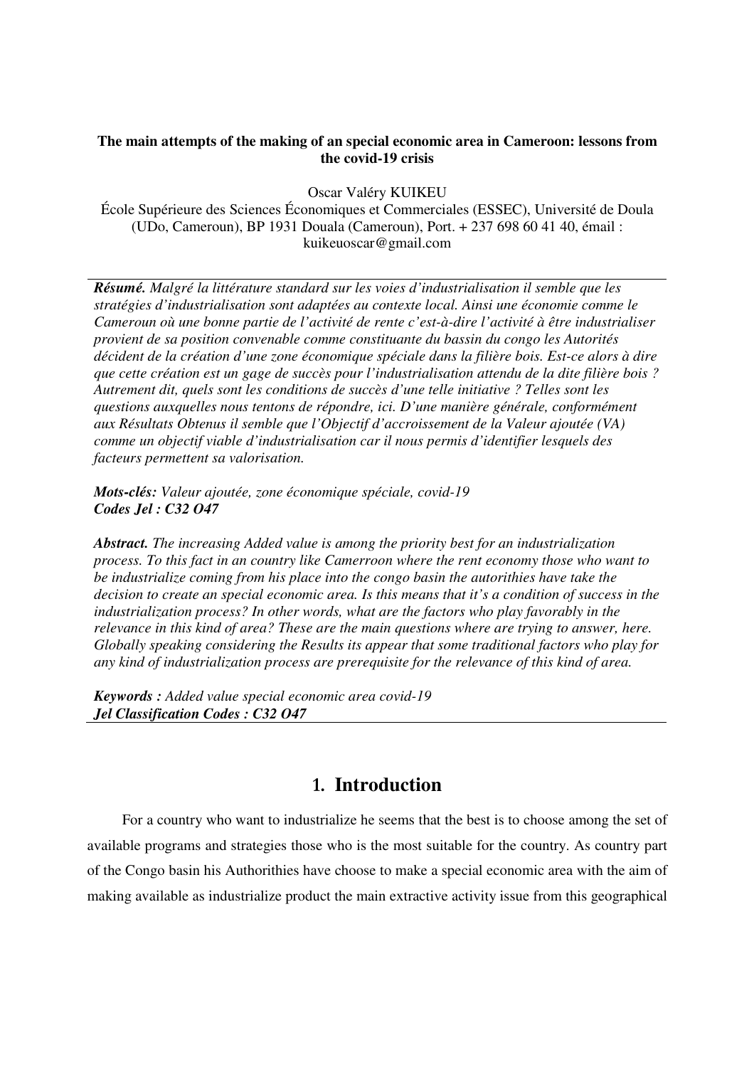**The main attempts of the making of an special economic area in Cameroon: lessons from the covid-19 crisis**

Oscar Valéry KUIKEU

École Supérieure des Sciences Économiques et Commerciales (ESSEC), Université de Doula (UDo, Cameroun), BP 1931 Douala (Cameroun), Port. + 237 698 60 41 40, émail : kuikeuoscar@gmail.com

***Résumé.*** *Malgré la littérature standard sur les voies d'industrialisation il semble que les stratégies d'industrialisation sont adaptées au contexte local. Ainsi une économie comme le Cameroun où une bonne partie de l'activité de rente c'est-à-dire l'activité à être industrialiser provient de sa position convenable comme constituante du bassin du congo les Autorités décident de la création d'une zone économique spéciale dans la filière bois. Est-ce alors à dire que cette création est un gage de succès pour l'industrialisation attendu de la dite filière bois ? Autrement dit, quels sont les conditions de succès d'une telle initiative ? Telles sont les questions auxquelles nous tentons de répondre, ici. D'une manière générale, conformément aux Résultats Obtenus il semble que l'Objectif d'accroissement de la Valeur ajoutée (VA) comme un objectif viable d'industrialisation car il nous permis d'identifier lesquels des facteurs permettent sa valorisation.*

***Mots-clés:*** *Valeur ajoutée, zone économique spéciale, covid-19*
***Codes Jel : C32 O47***

***Abstract.*** *The increasing Added value is among the priority best for an industrialization process. To this fact in an country like Camerroon where the rent economy those who want to be industrialize coming from his place into the congo basin the autorithies have take the decision to create an special economic area. Is this means that it's a condition of success in the industrialization process? In other words, what are the factors who play favorably in the relevance in this kind of area? These are the main questions where are trying to answer, here. Globally speaking considering the Results its appear that some traditional factors who play for any kind of industrialization process are prerequisite for the relevance of this kind of area.*

***Keywords :*** *Added value special economic area covid-19*
***Jel Classification Codes : C32 O47***

# 1. Introduction

For a country who want to industrialize he seems that the best is to choose among the set of available programs and strategies those who is the most suitable for the country. As country part of the Congo basin his Authorithies have choose to make a special economic area with the aim of making available as industrialize product the main extractive activity issue from this geographical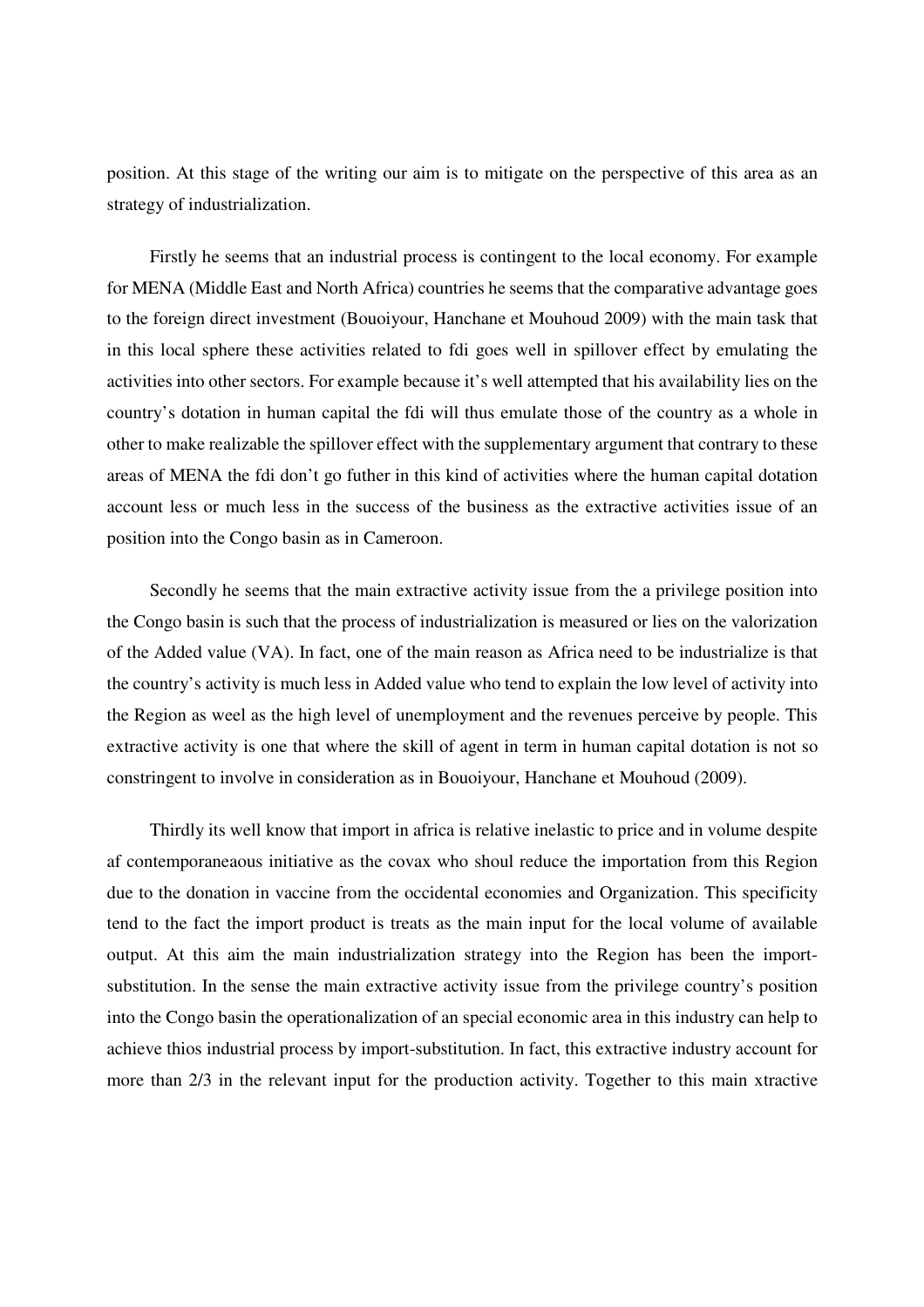position. At this stage of the writing our aim is to mitigate on the perspective of this area as an strategy of industrialization.

Firstly he seems that an industrial process is contingent to the local economy. For example for MENA (Middle East and North Africa) countries he seems that the comparative advantage goes to the foreign direct investment (Bouoiyour, Hanchane et Mouhoud 2009) with the main task that in this local sphere these activities related to fdi goes well in spillover effect by emulating the activities into other sectors. For example because it's well attempted that his availability lies on the country's dotation in human capital the fdi will thus emulate those of the country as a whole in other to make realizable the spillover effect with the supplementary argument that contrary to these areas of MENA the fdi don't go futher in this kind of activities where the human capital dotation account less or much less in the success of the business as the extractive activities issue of an position into the Congo basin as in Cameroon.

Secondly he seems that the main extractive activity issue from the a privilege position into the Congo basin is such that the process of industrialization is measured or lies on the valorization of the Added value (VA). In fact, one of the main reason as Africa need to be industrialize is that the country's activity is much less in Added value who tend to explain the low level of activity into the Region as weel as the high level of unemployment and the revenues perceive by people. This extractive activity is one that where the skill of agent in term in human capital dotation is not so constringent to involve in consideration as in Bouoiyour, Hanchane et Mouhoud (2009).

Thirdly its well know that import in africa is relative inelastic to price and in volume despite af contemporaneaous initiative as the covax who shoul reduce the importation from this Region due to the donation in vaccine from the occidental economies and Organization. This specificity tend to the fact the import product is treats as the main input for the local volume of available output. At this aim the main industrialization strategy into the Region has been the import-substitution. In the sense the main extractive activity issue from the privilege country's position into the Congo basin the operationalization of an special economic area in this industry can help to achieve thios industrial process by import-substitution. In fact, this extractive industry account for more than 2/3 in the relevant input for the production activity. Together to this main xtractive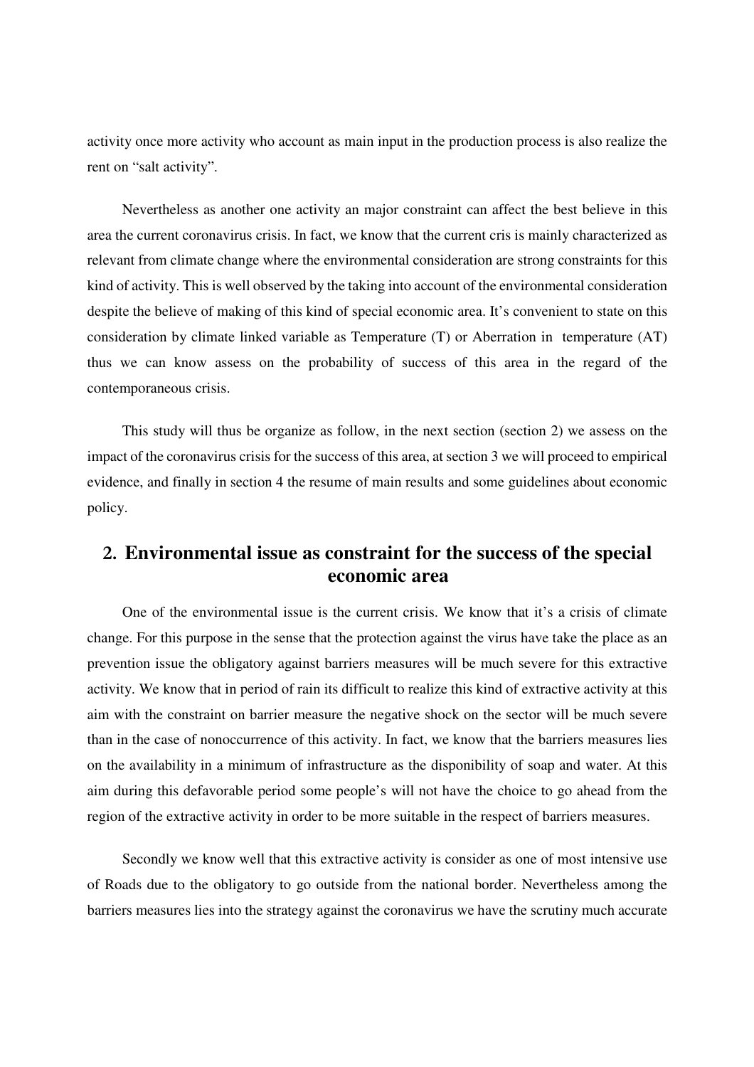activity once more activity who account as main input in the production process is also realize the rent on "salt activity".

Nevertheless as another one activity an major constraint can affect the best believe in this area the current coronavirus crisis. In fact, we know that the current cris is mainly characterized as relevant from climate change where the environmental consideration are strong constraints for this kind of activity. This is well observed by the taking into account of the environmental consideration despite the believe of making of this kind of special economic area. It's convenient to state on this consideration by climate linked variable as Temperature (T) or Aberration in temperature (AT) thus we can know assess on the probability of success of this area in the regard of the contemporaneous crisis.

This study will thus be organize as follow, in the next section (section 2) we assess on the impact of the coronavirus crisis for the success of this area, at section 3 we will proceed to empirical evidence, and finally in section 4 the resume of main results and some guidelines about economic policy.

## 2. Environmental issue as constraint for the success of the special economic area

One of the environmental issue is the current crisis. We know that it's a crisis of climate change. For this purpose in the sense that the protection against the virus have take the place as an prevention issue the obligatory against barriers measures will be much severe for this extractive activity. We know that in period of rain its difficult to realize this kind of extractive activity at this aim with the constraint on barrier measure the negative shock on the sector will be much severe than in the case of nonoccurrence of this activity. In fact, we know that the barriers measures lies on the availability in a minimum of infrastructure as the disponibility of soap and water. At this aim during this defavorable period some people's will not have the choice to go ahead from the region of the extractive activity in order to be more suitable in the respect of barriers measures.

Secondly we know well that this extractive activity is consider as one of most intensive use of Roads due to the obligatory to go outside from the national border. Nevertheless among the barriers measures lies into the strategy against the coronavirus we have the scrutiny much accurate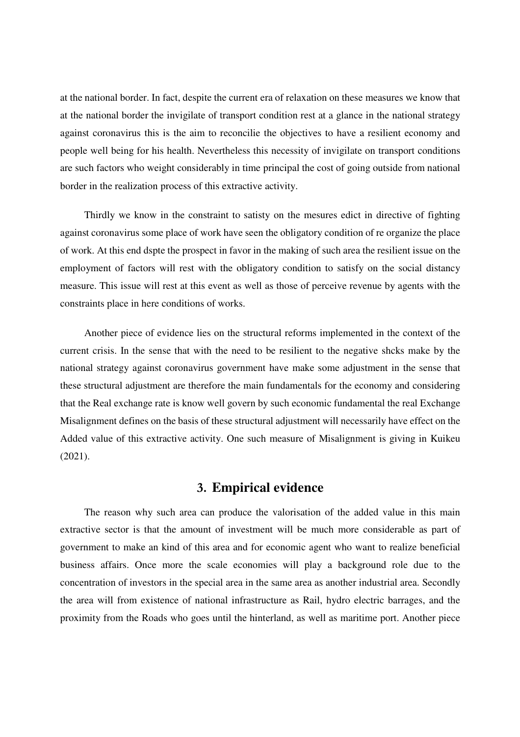at the national border. In fact, despite the current era of relaxation on these measures we know that at the national border the invigilate of transport condition rest at a glance in the national strategy against coronavirus this is the aim to reconcilie the objectives to have a resilient economy and people well being for his health. Nevertheless this necessity of invigilate on transport conditions are such factors who weight considerably in time principal the cost of going outside from national border in the realization process of this extractive activity.

Thirdly we know in the constraint to satisty on the mesures edict in directive of fighting against coronavirus some place of work have seen the obligatory condition of re organize the place of work. At this end dspte the prospect in favor in the making of such area the resilient issue on the employment of factors will rest with the obligatory condition to satisfy on the social distancy measure. This issue will rest at this event as well as those of perceive revenue by agents with the constraints place in here conditions of works.

Another piece of evidence lies on the structural reforms implemented in the context of the current crisis. In the sense that with the need to be resilient to the negative shcks make by the national strategy against coronavirus government have make some adjustment in the sense that these structural adjustment are therefore the main fundamentals for the economy and considering that the Real exchange rate is know well govern by such economic fundamental the real Exchange Misalignment defines on the basis of these structural adjustment will necessarily have effect on the Added value of this extractive activity. One such measure of Misalignment is giving in Kuikeu (2021).

## 3. Empirical evidence

The reason why such area can produce the valorisation of the added value in this main extractive sector is that the amount of investment will be much more considerable as part of government to make an kind of this area and for economic agent who want to realize beneficial business affairs. Once more the scale economies will play a background role due to the concentration of investors in the special area in the same area as another industrial area. Secondly the area will from existence of national infrastructure as Rail, hydro electric barrages, and the proximity from the Roads who goes until the hinterland, as well as maritime port. Another piece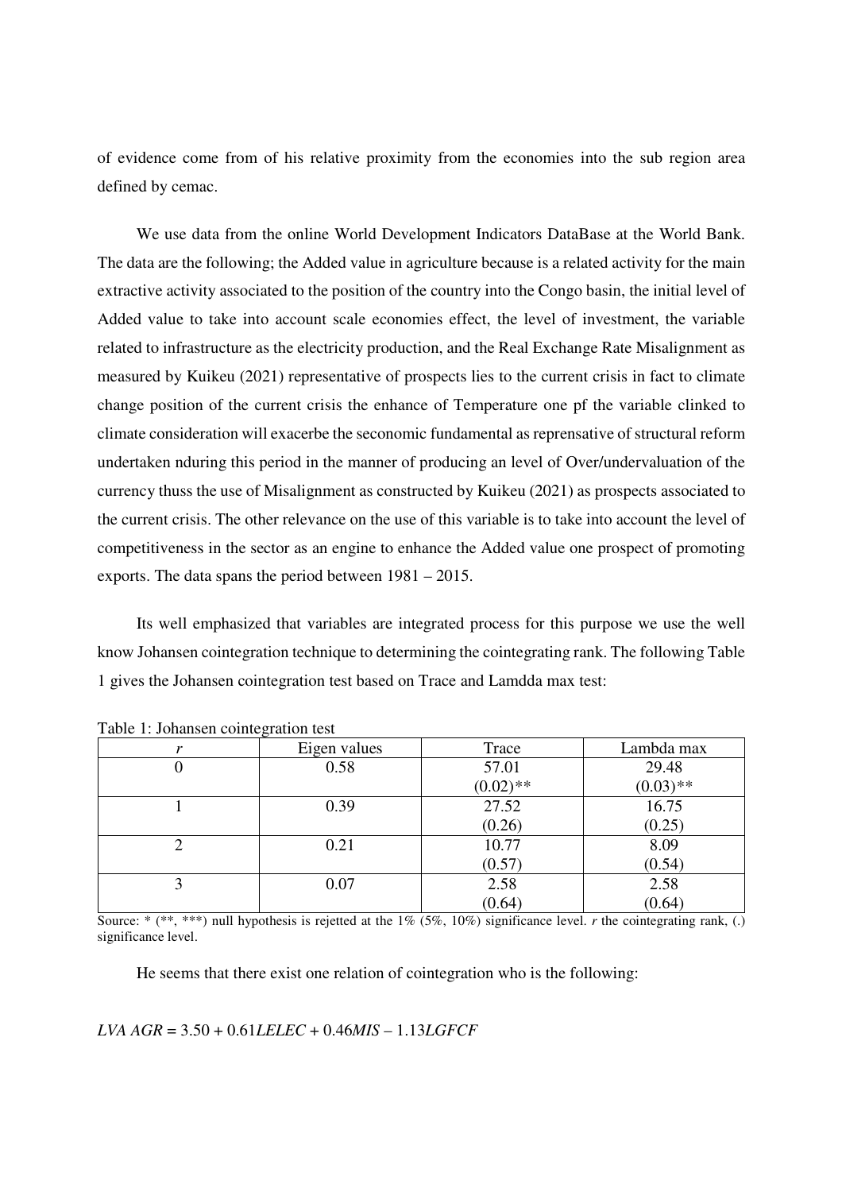of evidence come from of his relative proximity from the economies into the sub region area defined by cemac.

We use data from the online World Development Indicators DataBase at the World Bank. The data are the following; the Added value in agriculture because is a related activity for the main extractive activity associated to the position of the country into the Congo basin, the initial level of Added value to take into account scale economies effect, the level of investment, the variable related to infrastructure as the electricity production, and the Real Exchange Rate Misalignment as measured by Kuikeu (2021) representative of prospects lies to the current crisis in fact to climate change position of the current crisis the enhance of Temperature one pf the variable clinked to climate consideration will exacerbe the seconomic fundamental as reprensative of structural reform undertaken nduring this period in the manner of producing an level of Over/undervaluation of the currency thuss the use of Misalignment as constructed by Kuikeu (2021) as prospects associated to the current crisis. The other relevance on the use of this variable is to take into account the level of competitiveness in the sector as an engine to enhance the Added value one prospect of promoting exports. The data spans the period between 1981 – 2015.

Its well emphasized that variables are integrated process for this purpose we use the well know Johansen cointegration technique to determining the cointegrating rank. The following Table 1 gives the Johansen cointegration test based on Trace and Lamdda max test:

Table 1: Johansen cointegration test

| *r* | Eigen values | Trace | Lambda max |
|---|---|---|---|
| 0 | 0.58 | 57.01<br>(0.02)** | 29.48<br>(0.03)** |
| 1 | 0.39 | 27.52<br>(0.26) | 16.75<br>(0.25) |
| 2 | 0.21 | 10.77<br>(0.57) | 8.09<br>(0.54) |
| 3 | 0.07 | 2.58<br>(0.64) | 2.58<br>(0.64) |

Source: * (**, ***) null hypothesis is rejetted at the 1% (5%, 10%) significance level. *r* the cointegrating rank, (.) significance level.

He seems that there exist one relation of cointegration who is the following:

$$LVA\ AGR = 3.50 + 0.61LELEC + 0.46MIS - 1.13LGFCF$$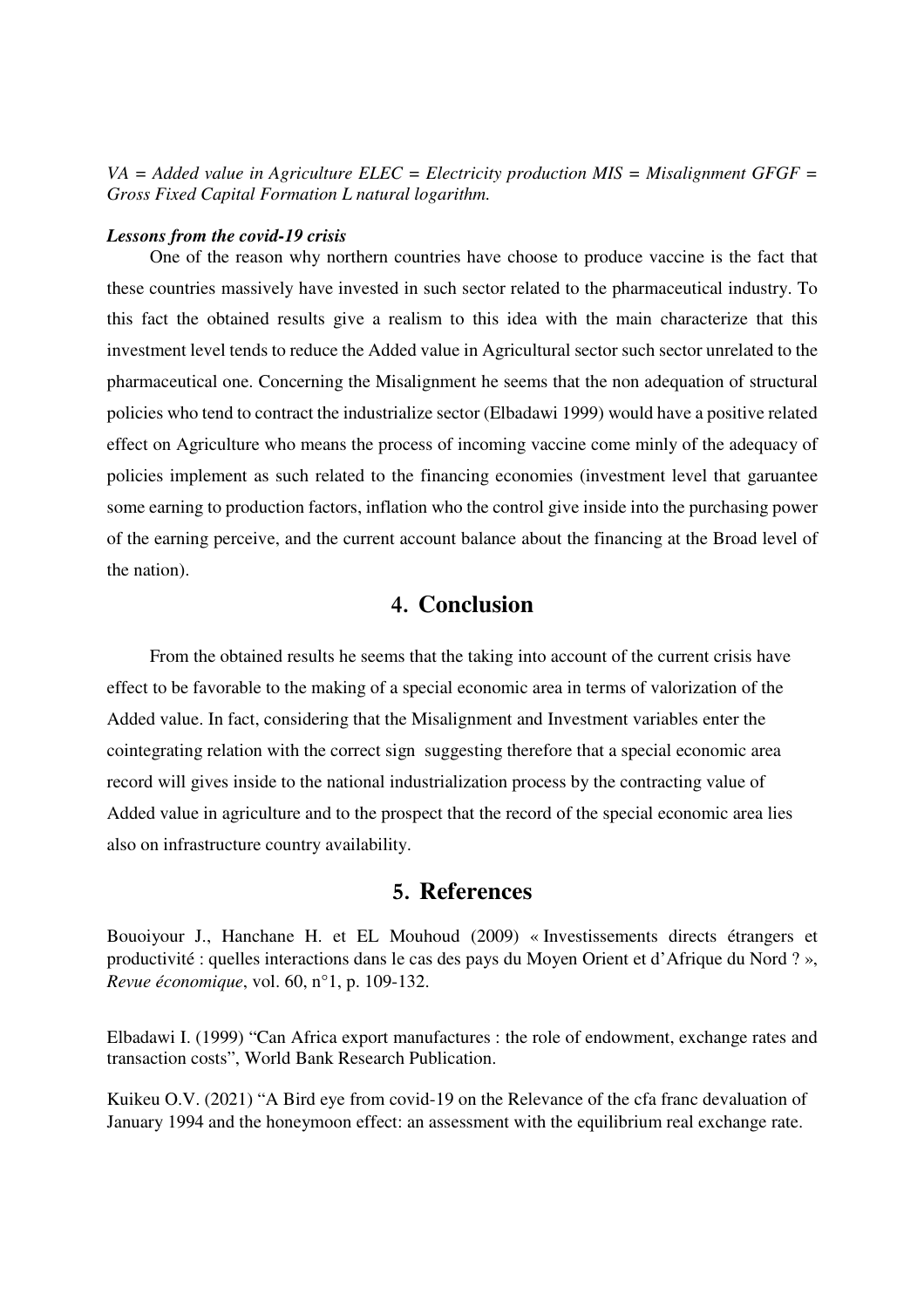*VA = Added value in Agriculture ELEC = Electricity production MIS = Misalignment GFGF = Gross Fixed Capital Formation L natural logarithm.*

***Lessons from the covid-19 crisis***

One of the reason why northern countries have choose to produce vaccine is the fact that these countries massively have invested in such sector related to the pharmaceutical industry. To this fact the obtained results give a realism to this idea with the main characterize that this investment level tends to reduce the Added value in Agricultural sector such sector unrelated to the pharmaceutical one. Concerning the Misalignment he seems that the non adequation of structural policies who tend to contract the industrialize sector (Elbadawi 1999) would have a positive related effect on Agriculture who means the process of incoming vaccine come minly of the adequacy of policies implement as such related to the financing economies (investment level that garuantee some earning to production factors, inflation who the control give inside into the purchasing power of the earning perceive, and the current account balance about the financing at the Broad level of the nation).

## 4. Conclusion

From the obtained results he seems that the taking into account of the current crisis have effect to be favorable to the making of a special economic area in terms of valorization of the Added value. In fact, considering that the Misalignment and Investment variables enter the cointegrating relation with the correct sign suggesting therefore that a special economic area record will gives inside to the national industrialization process by the contracting value of Added value in agriculture and to the prospect that the record of the special economic area lies also on infrastructure country availability.

## 5. References

Bouoiyour J., Hanchane H. et EL Mouhoud (2009) « Investissements directs étrangers et productivité : quelles interactions dans le cas des pays du Moyen Orient et d'Afrique du Nord ? », *Revue économique*, vol. 60, n°1, p. 109-132.

Elbadawi I. (1999) "Can Africa export manufactures : the role of endowment, exchange rates and transaction costs", World Bank Research Publication.

Kuikeu O.V. (2021) "A Bird eye from covid-19 on the Relevance of the cfa franc devaluation of January 1994 and the honeymoon effect: an assessment with the equilibrium real exchange rate.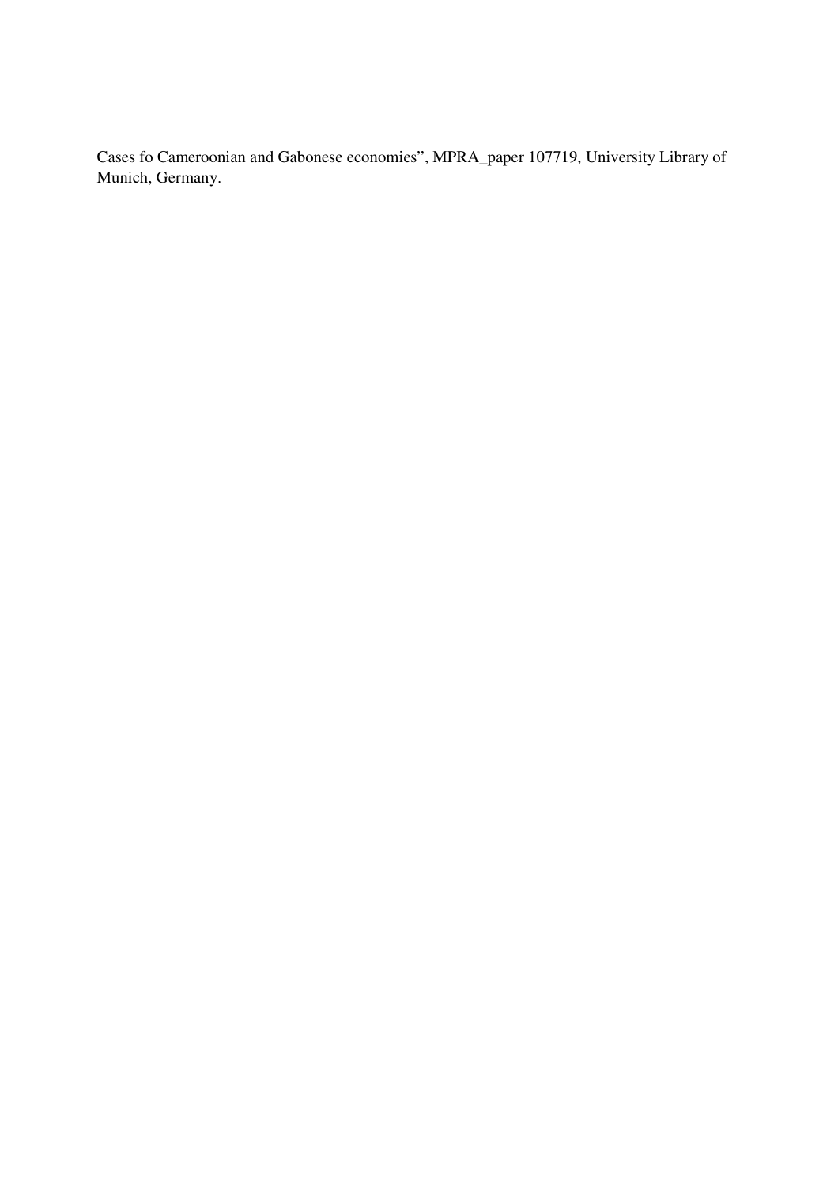Cases fo Cameroonian and Gabonese economies", MPRA_paper 107719, University Library of Munich, Germany.